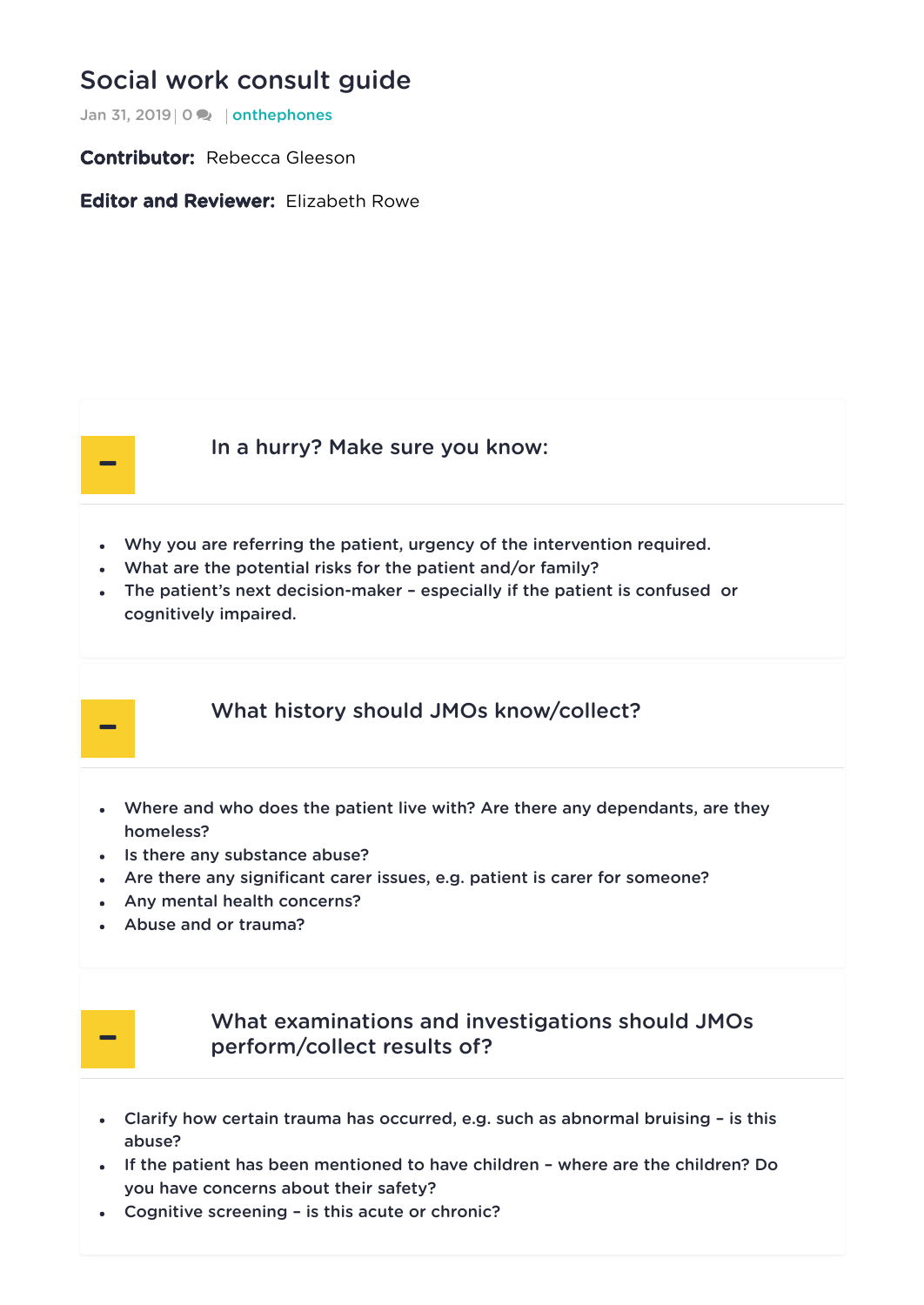# Social work consult guide

Jan 31, 2019 | 0 | onthephones

**Contributor:** Rebecca Gleeson

**Editor and Reviewer:** Elizabeth Rowe

## In a hurry? Make sure you know:

- Why you are referring the patient, urgency of the intervention required.
- What are the potential risks for the patient and/or family?
- The patient's next decision-maker – especially if the patient is confused or cognitively impaired.

## What history should JMOs know/collect?

- Where and who does the patient live with? Are there any dependants, are they homeless?
- Is there any substance abuse?
- Are there any significant carer issues, e.g. patient is carer for someone?
- Any mental health concerns?
- Abuse and or trauma?

## What examinations and investigations should JMOs perform/collect results of?

- Clarify how certain trauma has occurred, e.g. such as abnormal bruising – is this abuse?
- If the patient has been mentioned to have children – where are the children? Do you have concerns about their safety?
- Cognitive screening – is this acute or chronic?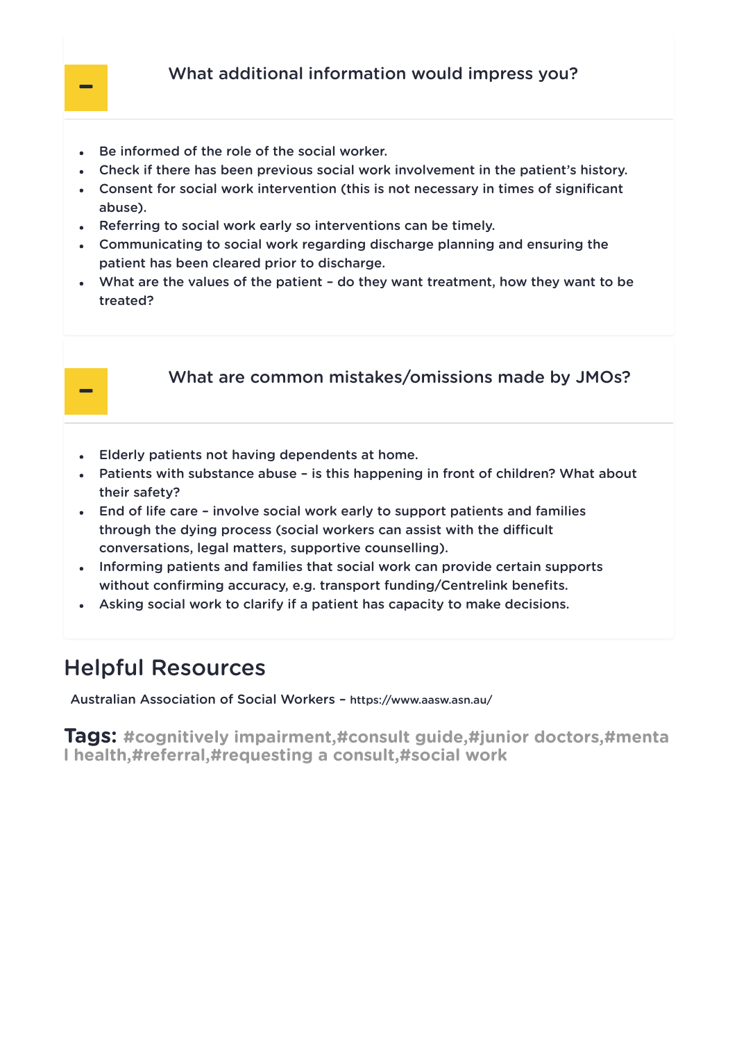### What additional information would impress you?

- Be informed of the role of the social worker.
- Check if there has been previous social work involvement in the patient's history.
- Consent for social work intervention (this is not necessary in times of significant abuse).
- Referring to social work early so interventions can be timely.
- Communicating to social work regarding discharge planning and ensuring the patient has been cleared prior to discharge.
- What are the values of the patient – do they want treatment, how they want to be treated?

### What are common mistakes/omissions made by JMOs?

- Elderly patients not having dependents at home.
- Patients with substance abuse – is this happening in front of children? What about their safety?
- End of life care – involve social work early to support patients and families through the dying process (social workers can assist with the difficult conversations, legal matters, supportive counselling).
- Informing patients and families that social work can provide certain supports without confirming accuracy, e.g. transport funding/Centrelink benefits.
- Asking social work to clarify if a patient has capacity to make decisions.

## Helpful Resources

Australian Association of Social Workers – https://www.aasw.asn.au/

**Tags:** #cognitively impairment,#consult guide,#junior doctors,#mental health,#referral,#requesting a consult,#social work